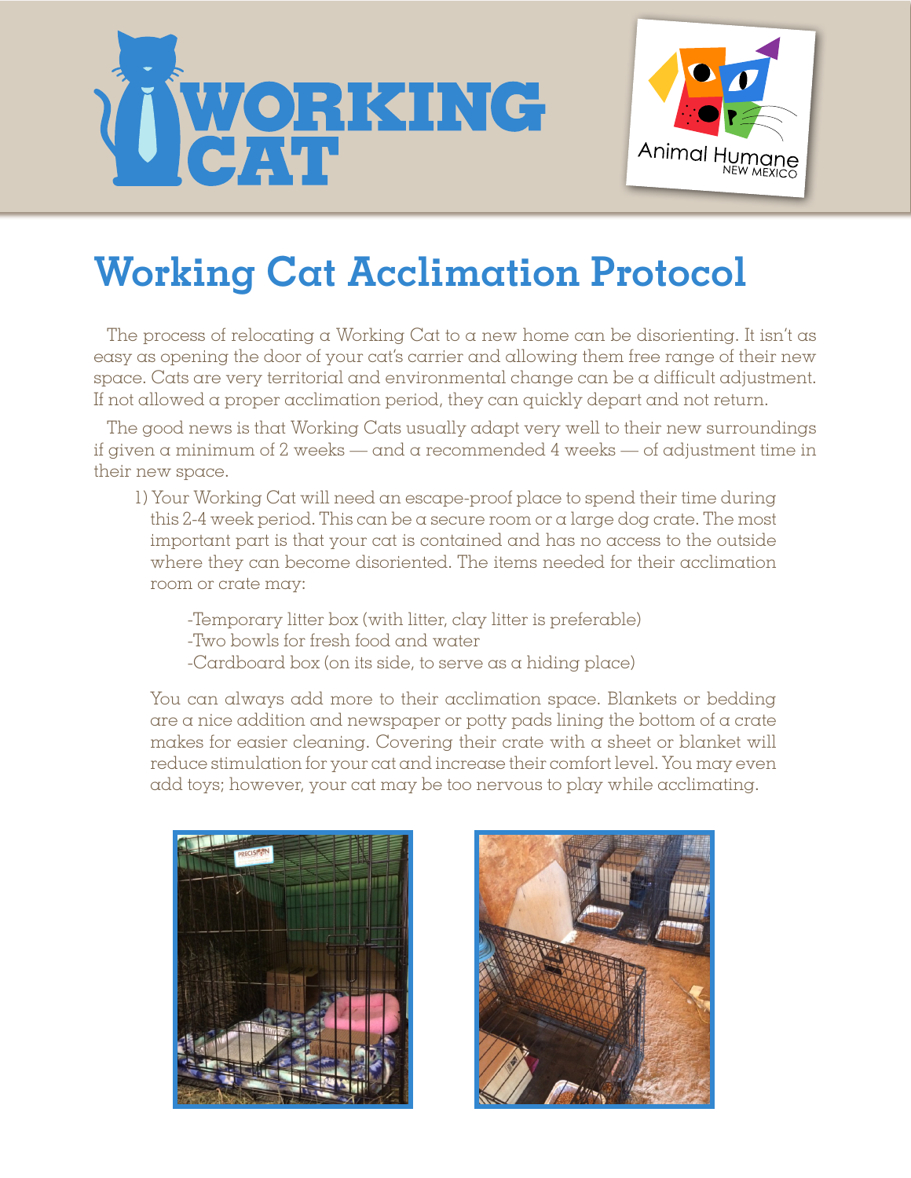# Working Cat Acclimation Protocol

The process of relocating a Working Cat to a new home can be disorienting. It isn't as easy as opening the door of your cat's carrier and allowing them free range of their new space. Cats are very territorial and environmental change can be a difficult adjustment. If not allowed a proper acclimation period, they can quickly depart and not return.

The good news is that Working Cats usually adapt very well to their new surroundings if given a minimum of 2 weeks — and a recommended 4 weeks — of adjustment time in their new space.

1) Your Working Cat will need an escape-proof place to spend their time during this 2-4 week period. This can be a secure room or a large dog crate. The most important part is that your cat is contained and has no access to the outside where they can become disoriented. The items needed for their acclimation room or crate may:

    -Temporary litter box (with litter, clay litter is preferable)
    -Two bowls for fresh food and water
    -Cardboard box (on its side, to serve as a hiding place)

You can always add more to their acclimation space. Blankets or bedding are a nice addition and newspaper or potty pads lining the bottom of a crate makes for easier cleaning. Covering their crate with a sheet or blanket will reduce stimulation for your cat and increase their comfort level. You may even add toys; however, your cat may be too nervous to play while acclimating.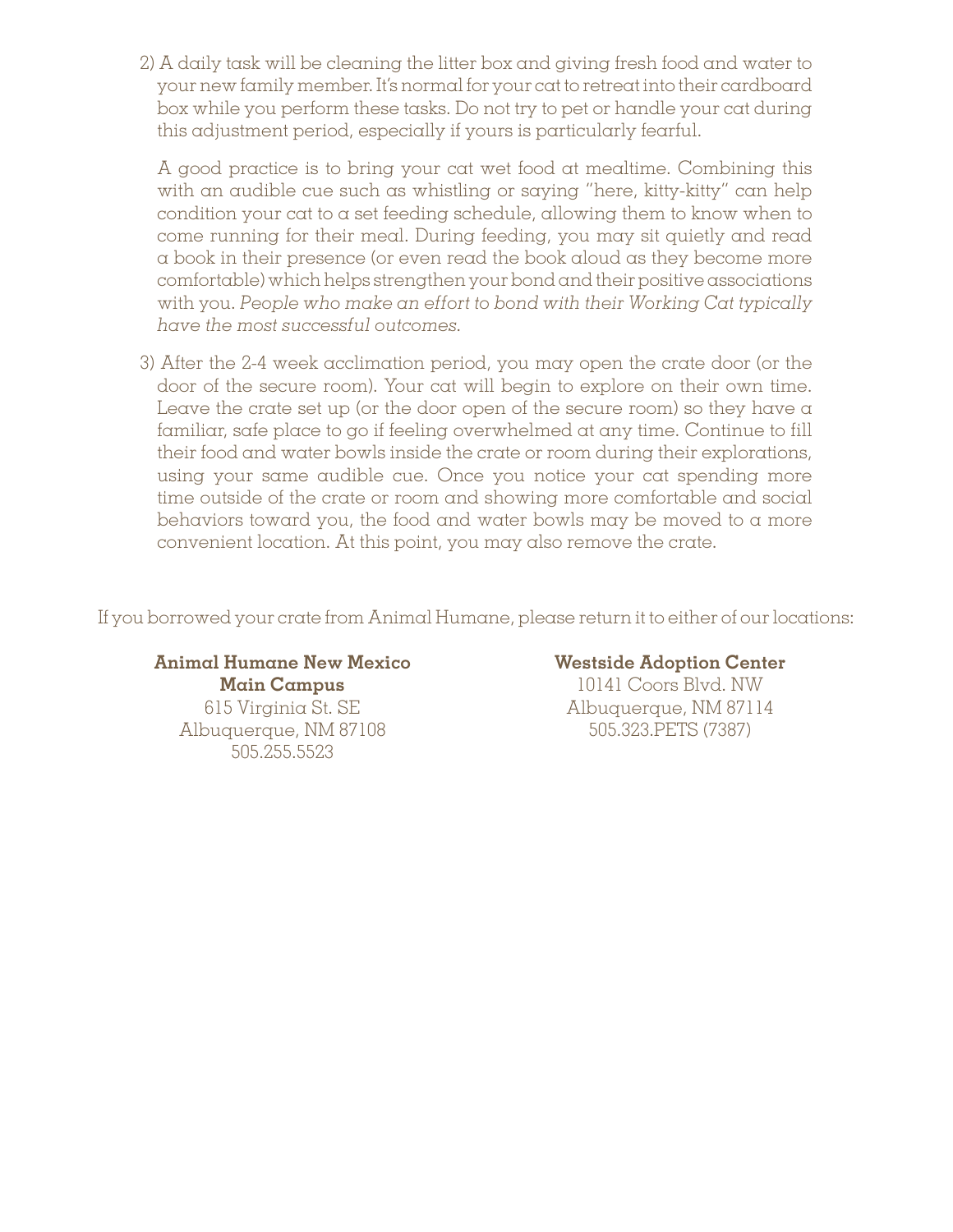2) A daily task will be cleaning the litter box and giving fresh food and water to your new family member. It's normal for your cat to retreat into their cardboard box while you perform these tasks. Do not try to pet or handle your cat during this adjustment period, especially if yours is particularly fearful.

   A good practice is to bring your cat wet food at mealtime. Combining this with an audible cue such as whistling or saying "here, kitty-kitty" can help condition your cat to a set feeding schedule, allowing them to know when to come running for their meal. During feeding, you may sit quietly and read a book in their presence (or even read the book aloud as they become more comfortable) which helps strengthen your bond and their positive associations with you. *People who make an effort to bond with their Working Cat typically have the most successful outcomes.*

3) After the 2-4 week acclimation period, you may open the crate door (or the door of the secure room). Your cat will begin to explore on their own time. Leave the crate set up (or the door open of the secure room) so they have a familiar, safe place to go if feeling overwhelmed at any time. Continue to fill their food and water bowls inside the crate or room during their explorations, using your same audible cue. Once you notice your cat spending more time outside of the crate or room and showing more comfortable and social behaviors toward you, the food and water bowls may be moved to a more convenient location. At this point, you may also remove the crate.

If you borrowed your crate from Animal Humane, please return it to either of our locations:

**Animal Humane New Mexico Main Campus**
615 Virginia St. SE
Albuquerque, NM 87108
505.255.5523

**Westside Adoption Center**
10141 Coors Blvd. NW
Albuquerque, NM 87114
505.323.PETS (7387)